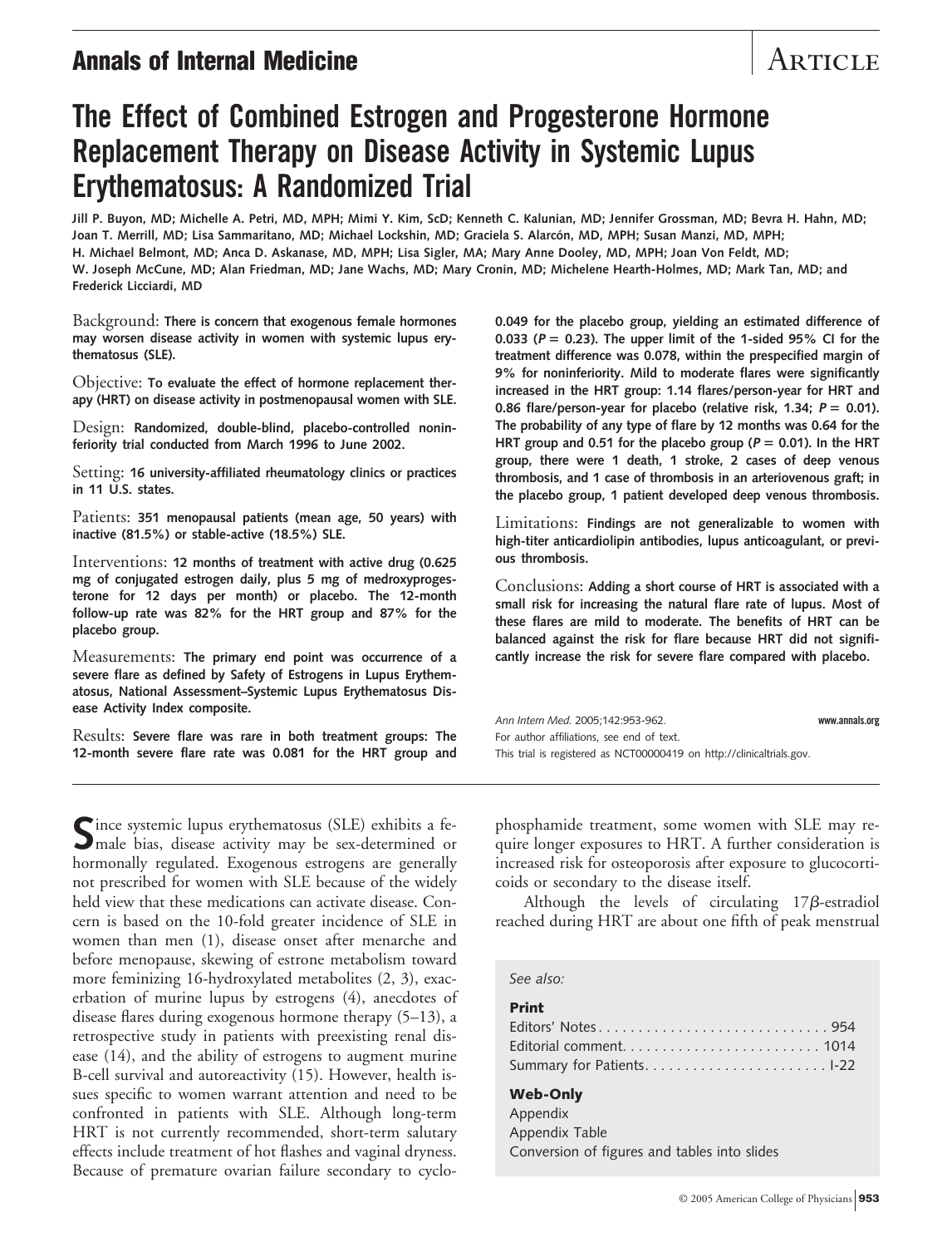Annals of Internal Medicine | Article

# The Effect of Combined Estrogen and Progesterone Hormone Replacement Therapy on Disease Activity in Systemic Lupus Erythematosus: A Randomized Trial

Jill P. Buyon, MD; Michelle A. Petri, MD, MPH; Mimi Y. Kim, ScD; Kenneth C. Kalunian, MD; Jennifer Grossman, MD; Bevra H. Hahn, MD; Joan T. Merrill, MD; Lisa Sammaritano, MD; Michael Lockshin, MD; Graciela S. Alarcón, MD, MPH; Susan Manzi, MD, MPH; H. Michael Belmont, MD; Anca D. Askanase, MD, MPH; Lisa Sigler, MA; Mary Anne Dooley, MD, MPH; Joan Von Feldt, MD; W. Joseph McCune, MD; Alan Friedman, MD; Jane Wachs, MD; Mary Cronin, MD; Michelene Hearth-Holmes, MD; Mark Tan, MD; and Frederick Licciardi, MD

**Background:** There is concern that exogenous female hormones may worsen disease activity in women with systemic lupus erythematosus (SLE).

**Objective:** To evaluate the effect of hormone replacement therapy (HRT) on disease activity in postmenopausal women with SLE.

**Design:** Randomized, double-blind, placebo-controlled noninferiority trial conducted from March 1996 to June 2002.

**Setting:** 16 university-affiliated rheumatology clinics or practices in 11 U.S. states.

**Patients:** 351 menopausal patients (mean age, 50 years) with inactive (81.5%) or stable-active (18.5%) SLE.

**Interventions:** 12 months of treatment with active drug (0.625 mg of conjugated estrogen daily, plus 5 mg of medroxyprogesterone for 12 days per month) or placebo. The 12-month follow-up rate was 82% for the HRT group and 87% for the placebo group.

**Measurements:** The primary end point was occurrence of a severe flare as defined by Safety of Estrogens in Lupus Erythematosus, National Assessment–Systemic Lupus Erythematosus Disease Activity Index composite.

**Results:** Severe flare was rare in both treatment groups: The 12-month severe flare rate was 0.081 for the HRT group and 0.049 for the placebo group, yielding an estimated difference of 0.033 ($P = 0.23$). The upper limit of the 1-sided 95% CI for the treatment difference was 0.078, within the prespecified margin of 9% for noninferiority. Mild to moderate flares were significantly increased in the HRT group: 1.14 flares/person-year for HRT and 0.86 flare/person-year for placebo (relative risk, 1.34; $P = 0.01$). The probability of any type of flare by 12 months was 0.64 for the HRT group and 0.51 for the placebo group ($P = 0.01$). In the HRT group, there were 1 death, 1 stroke, 2 cases of deep venous thrombosis, and 1 case of thrombosis in an arteriovenous graft; in the placebo group, 1 patient developed deep venous thrombosis.

**Limitations:** Findings are not generalizable to women with high-titer anticardiolipin antibodies, lupus anticoagulant, or previous thrombosis.

**Conclusions:** Adding a short course of HRT is associated with a small risk for increasing the natural flare rate of lupus. Most of these flares are mild to moderate. The benefits of HRT can be balanced against the risk for flare because HRT did not significantly increase the risk for severe flare compared with placebo.

*Ann Intern Med.* 2005;142:953-962. www.annals.org
For author affiliations, see end of text.
This trial is registered as NCT00000419 on http://clinicaltrials.gov.

Since systemic lupus erythematosus (SLE) exhibits a female bias, disease activity may be sex-determined or hormonally regulated. Exogenous estrogens are generally not prescribed for women with SLE because of the widely held view that these medications can activate disease. Concern is based on the 10-fold greater incidence of SLE in women than men (1), disease onset after menarche and before menopause, skewing of estrone metabolism toward more feminizing 16-hydroxylated metabolites (2, 3), exacerbation of murine lupus by estrogens (4), anecdotes of disease flares during exogenous hormone therapy (5–13), a retrospective study in patients with preexisting renal disease (14), and the ability of estrogens to augment murine B-cell survival and autoreactivity (15). However, health issues specific to women warrant attention and need to be confronted in patients with SLE. Although long-term HRT is not currently recommended, short-term salutary effects include treatment of hot flashes and vaginal dryness. Because of premature ovarian failure secondary to cyclophosphamide treatment, some women with SLE may require longer exposures to HRT. A further consideration is increased risk for osteoporosis after exposure to glucocorticoids or secondary to the disease itself.

Although the levels of circulating 17$\beta$-estradiol reached during HRT are about one fifth of peak menstrual

*See also:*

**Print**
Editors' Notes . . . . . . . . . . . . . . . . . . . . . . . . . . . . 954
Editorial comment. . . . . . . . . . . . . . . . . . . . . . . . 1014
Summary for Patients. . . . . . . . . . . . . . . . . . . . . . I-22

**Web-Only**
Appendix
Appendix Table
Conversion of figures and tables into slides

© 2005 American College of Physicians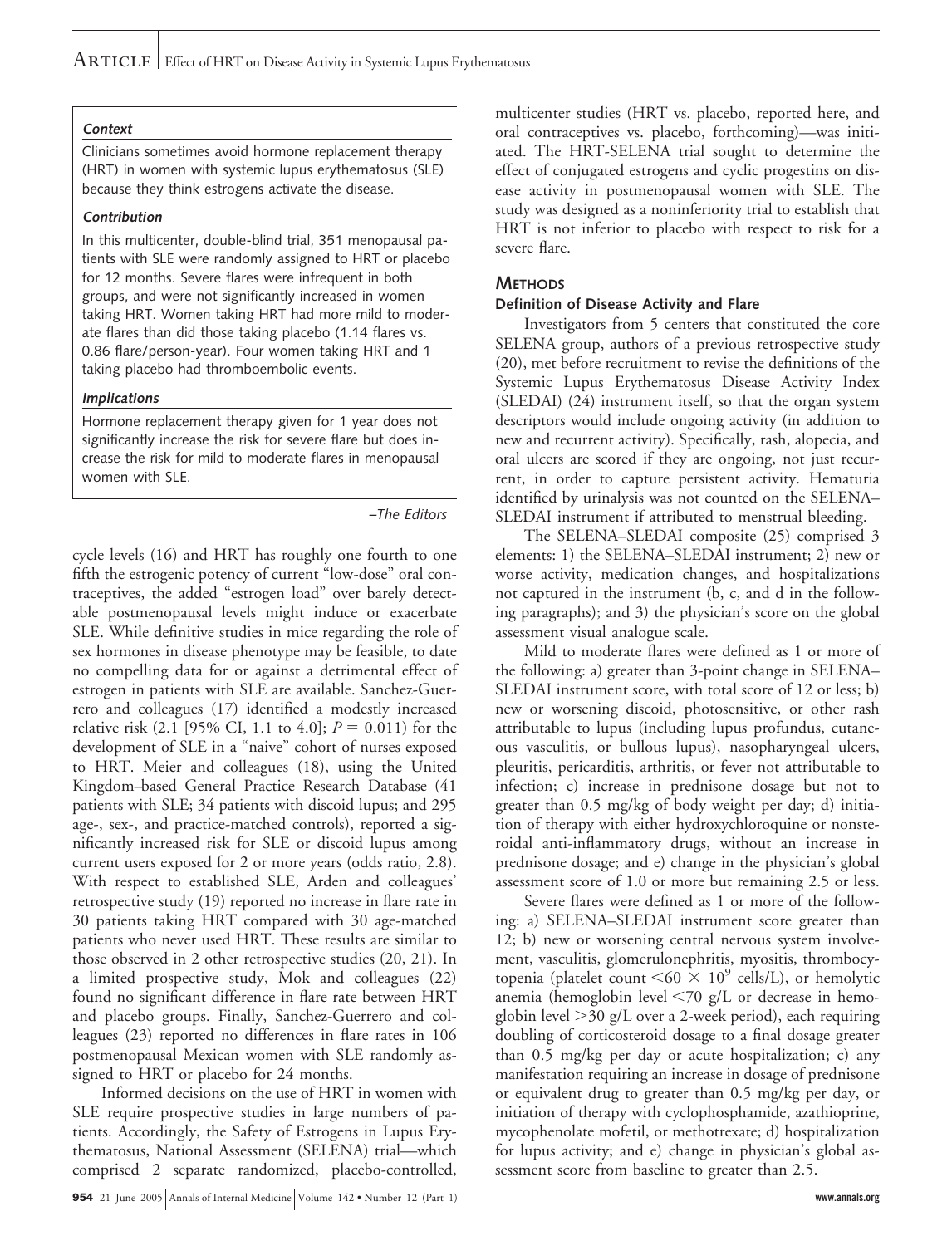### *Context*

Clinicians sometimes avoid hormone replacement therapy (HRT) in women with systemic lupus erythematosus (SLE) because they think estrogens activate the disease.

### *Contribution*

In this multicenter, double-blind trial, 351 menopausal patients with SLE were randomly assigned to HRT or placebo for 12 months. Severe flares were infrequent in both groups, and were not significantly increased in women taking HRT. Women taking HRT had more mild to moderate flares than did those taking placebo (1.14 flares vs. 0.86 flare/person-year). Four women taking HRT and 1 taking placebo had thromboembolic events.

### *Implications*

Hormone replacement therapy given for 1 year does not significantly increase the risk for severe flare but does increase the risk for mild to moderate flares in menopausal women with SLE.

*–The Editors*

cycle levels (16) and HRT has roughly one fourth to one fifth the estrogenic potency of current "low-dose" oral contraceptives, the added "estrogen load" over barely detectable postmenopausal levels might induce or exacerbate SLE. While definitive studies in mice regarding the role of sex hormones in disease phenotype may be feasible, to date no compelling data for or against a detrimental effect of estrogen in patients with SLE are available. Sanchez-Guerrero and colleagues (17) identified a modestly increased relative risk (2.1 [95% CI, 1.1 to 4.0]; $P = 0.011$) for the development of SLE in a "naive" cohort of nurses exposed to HRT. Meier and colleagues (18), using the United Kingdom–based General Practice Research Database (41 patients with SLE; 34 patients with discoid lupus; and 295 age-, sex-, and practice-matched controls), reported a significantly increased risk for SLE or discoid lupus among current users exposed for 2 or more years (odds ratio, 2.8). With respect to established SLE, Arden and colleagues' retrospective study (19) reported no increase in flare rate in 30 patients taking HRT compared with 30 age-matched patients who never used HRT. These results are similar to those observed in 2 other retrospective studies (20, 21). In a limited prospective study, Mok and colleagues (22) found no significant difference in flare rate between HRT and placebo groups. Finally, Sanchez-Guerrero and colleagues (23) reported no differences in flare rates in 106 postmenopausal Mexican women with SLE randomly assigned to HRT or placebo for 24 months.

Informed decisions on the use of HRT in women with SLE require prospective studies in large numbers of patients. Accordingly, the Safety of Estrogens in Lupus Erythematosus, National Assessment (SELENA) trial—which comprised 2 separate randomized, placebo-controlled, multicenter studies (HRT vs. placebo, reported here, and oral contraceptives vs. placebo, forthcoming)—was initiated. The HRT-SELENA trial sought to determine the effect of conjugated estrogens and cyclic progestins on disease activity in postmenopausal women with SLE. The study was designed as a noninferiority trial to establish that HRT is not inferior to placebo with respect to risk for a severe flare.

## METHODS

### Definition of Disease Activity and Flare

Investigators from 5 centers that constituted the core SELENA group, authors of a previous retrospective study (20), met before recruitment to revise the definitions of the Systemic Lupus Erythematosus Disease Activity Index (SLEDAI) (24) instrument itself, so that the organ system descriptors would include ongoing activity (in addition to new and recurrent activity). Specifically, rash, alopecia, and oral ulcers are scored if they are ongoing, not just recurrent, in order to capture persistent activity. Hematuria identified by urinalysis was not counted on the SELENA–SLEDAI instrument if attributed to menstrual bleeding.

The SELENA–SLEDAI composite (25) comprised 3 elements: 1) the SELENA–SLEDAI instrument; 2) new or worse activity, medication changes, and hospitalizations not captured in the instrument (b, c, and d in the following paragraphs); and 3) the physician's score on the global assessment visual analogue scale.

Mild to moderate flares were defined as 1 or more of the following: a) greater than 3-point change in SELENA–SLEDAI instrument score, with total score of 12 or less; b) new or worsening discoid, photosensitive, or other rash attributable to lupus (including lupus profundus, cutaneous vasculitis, or bullous lupus), nasopharyngeal ulcers, pleuritis, pericarditis, arthritis, or fever not attributable to infection; c) increase in prednisone dosage but not to greater than 0.5 mg/kg of body weight per day; d) initiation of therapy with either hydroxychloroquine or nonsteroidal anti-inflammatory drugs, without an increase in prednisone dosage; and e) change in the physician's global assessment score of 1.0 or more but remaining 2.5 or less.

Severe flares were defined as 1 or more of the following: a) SELENA–SLEDAI instrument score greater than 12; b) new or worsening central nervous system involvement, vasculitis, glomerulonephritis, myositis, thrombocytopenia (platelet count $<60 \times 10^9$ cells/L), or hemolytic anemia (hemoglobin level $<70$ g/L or decrease in hemoglobin level $>30$ g/L over a 2-week period), each requiring doubling of corticosteroid dosage to a final dosage greater than 0.5 mg/kg per day or acute hospitalization; c) any manifestation requiring an increase in dosage of prednisone or equivalent drug to greater than 0.5 mg/kg per day, or initiation of therapy with cyclophosphamide, azathioprine, mycophenolate mofetil, or methotrexate; d) hospitalization for lupus activity; and e) change in physician's global assessment score from baseline to greater than 2.5.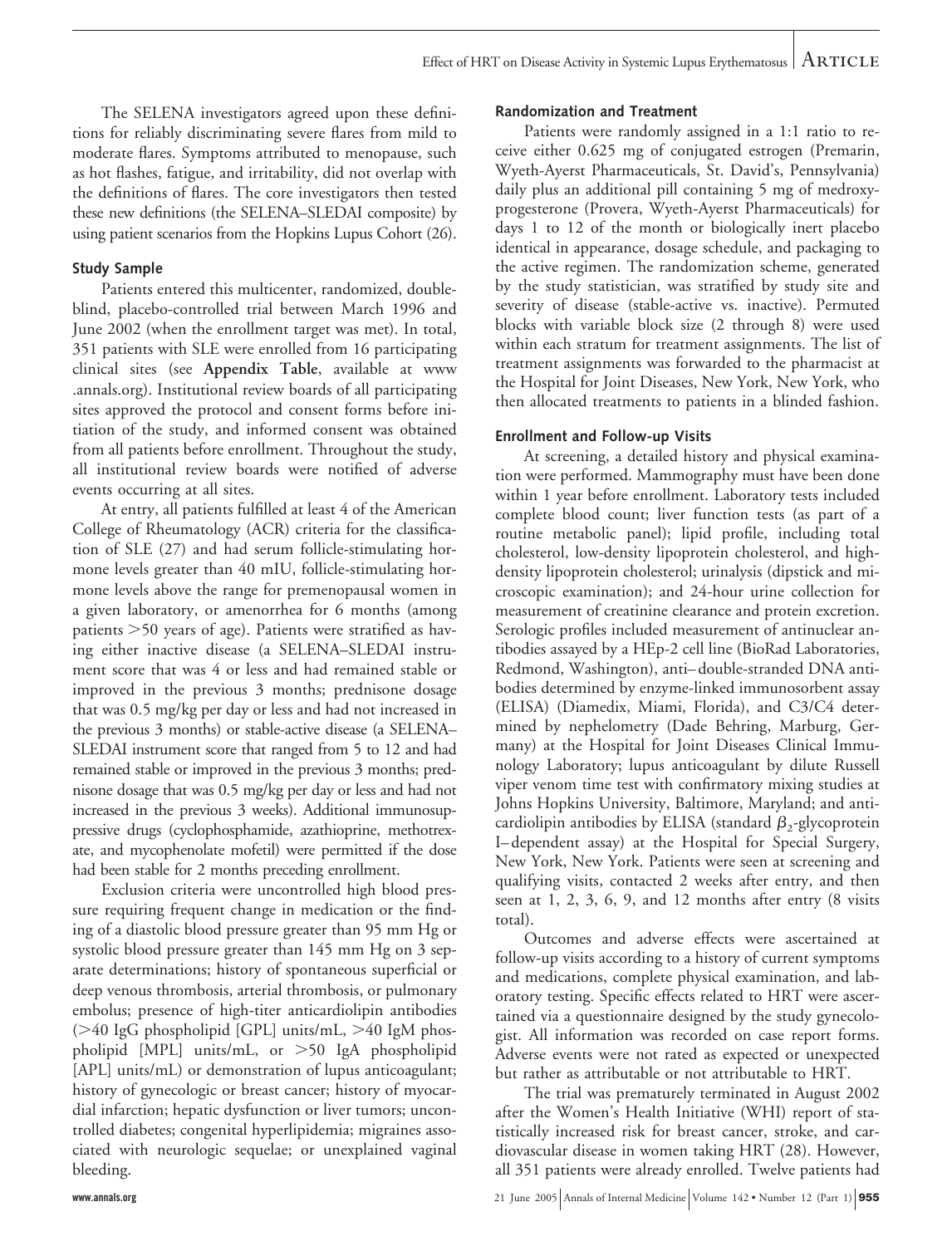The SELENA investigators agreed upon these definitions for reliably discriminating severe flares from mild to moderate flares. Symptoms attributed to menopause, such as hot flashes, fatigue, and irritability, did not overlap with the definitions of flares. The core investigators then tested these new definitions (the SELENA–SLEDAI composite) by using patient scenarios from the Hopkins Lupus Cohort (26).

### Study Sample

Patients entered this multicenter, randomized, double-blind, placebo-controlled trial between March 1996 and June 2002 (when the enrollment target was met). In total, 351 patients with SLE were enrolled from 16 participating clinical sites (see **Appendix Table**, available at www.annals.org). Institutional review boards of all participating sites approved the protocol and consent forms before initiation of the study, and informed consent was obtained from all patients before enrollment. Throughout the study, all institutional review boards were notified of adverse events occurring at all sites.

At entry, all patients fulfilled at least 4 of the American College of Rheumatology (ACR) criteria for the classification of SLE (27) and had serum follicle-stimulating hormone levels greater than 40 mIU, follicle-stimulating hormone levels above the range for premenopausal women in a given laboratory, or amenorrhea for 6 months (among patients >50 years of age). Patients were stratified as having either inactive disease (a SELENA–SLEDAI instrument score that was 4 or less and had remained stable or improved in the previous 3 months; prednisone dosage that was 0.5 mg/kg per day or less and had not increased in the previous 3 months) or stable-active disease (a SELENA–SLEDAI instrument score that ranged from 5 to 12 and had remained stable or improved in the previous 3 months; prednisone dosage that was 0.5 mg/kg per day or less and had not increased in the previous 3 weeks). Additional immunosuppressive drugs (cyclophosphamide, azathioprine, methotrexate, and mycophenolate mofetil) were permitted if the dose had been stable for 2 months preceding enrollment.

Exclusion criteria were uncontrolled high blood pressure requiring frequent change in medication or the finding of a diastolic blood pressure greater than 95 mm Hg or systolic blood pressure greater than 145 mm Hg on 3 separate determinations; history of spontaneous superficial or deep venous thrombosis, arterial thrombosis, or pulmonary embolus; presence of high-titer anticardiolipin antibodies (>40 IgG phospholipid [GPL] units/mL, >40 IgM phospholipid [MPL] units/mL, or >50 IgA phospholipid [APL] units/mL) or demonstration of lupus anticoagulant; history of gynecologic or breast cancer; history of myocardial infarction; hepatic dysfunction or liver tumors; uncontrolled diabetes; congenital hyperlipidemia; migraines associated with neurologic sequelae; or unexplained vaginal bleeding.

### Randomization and Treatment

Patients were randomly assigned in a 1:1 ratio to receive either 0.625 mg of conjugated estrogen (Premarin, Wyeth-Ayerst Pharmaceuticals, St. David's, Pennsylvania) daily plus an additional pill containing 5 mg of medroxyprogesterone (Provera, Wyeth-Ayerst Pharmaceuticals) for days 1 to 12 of the month or biologically inert placebo identical in appearance, dosage schedule, and packaging to the active regimen. The randomization scheme, generated by the study statistician, was stratified by study site and severity of disease (stable-active vs. inactive). Permuted blocks with variable block size (2 through 8) were used within each stratum for treatment assignments. The list of treatment assignments was forwarded to the pharmacist at the Hospital for Joint Diseases, New York, New York, who then allocated treatments to patients in a blinded fashion.

### Enrollment and Follow-up Visits

At screening, a detailed history and physical examination were performed. Mammography must have been done within 1 year before enrollment. Laboratory tests included complete blood count; liver function tests (as part of a routine metabolic panel); lipid profile, including total cholesterol, low-density lipoprotein cholesterol, and high-density lipoprotein cholesterol; urinalysis (dipstick and microscopic examination); and 24-hour urine collection for measurement of creatinine clearance and protein excretion. Serologic profiles included measurement of antinuclear antibodies assayed by a HEp-2 cell line (BioRad Laboratories, Redmond, Washington), anti–double-stranded DNA antibodies determined by enzyme-linked immunosorbent assay (ELISA) (Diamedix, Miami, Florida), and C3/C4 determined by nephelometry (Dade Behring, Marburg, Germany) at the Hospital for Joint Diseases Clinical Immunology Laboratory; lupus anticoagulant by dilute Russell viper venom time test with confirmatory mixing studies at Johns Hopkins University, Baltimore, Maryland; and anticardiolipin antibodies by ELISA (standard $\beta_2$-glycoprotein I–dependent assay) at the Hospital for Special Surgery, New York, New York. Patients were seen at screening and qualifying visits, contacted 2 weeks after entry, and then seen at 1, 2, 3, 6, 9, and 12 months after entry (8 visits total).

Outcomes and adverse effects were ascertained at follow-up visits according to a history of current symptoms and medications, complete physical examination, and laboratory testing. Specific effects related to HRT were ascertained via a questionnaire designed by the study gynecologist. All information was recorded on case report forms. Adverse events were not rated as expected or unexpected but rather as attributable or not attributable to HRT.

The trial was prematurely terminated in August 2002 after the Women's Health Initiative (WHI) report of statistically increased risk for breast cancer, stroke, and cardiovascular disease in women taking HRT (28). However, all 351 patients were already enrolled. Twelve patients had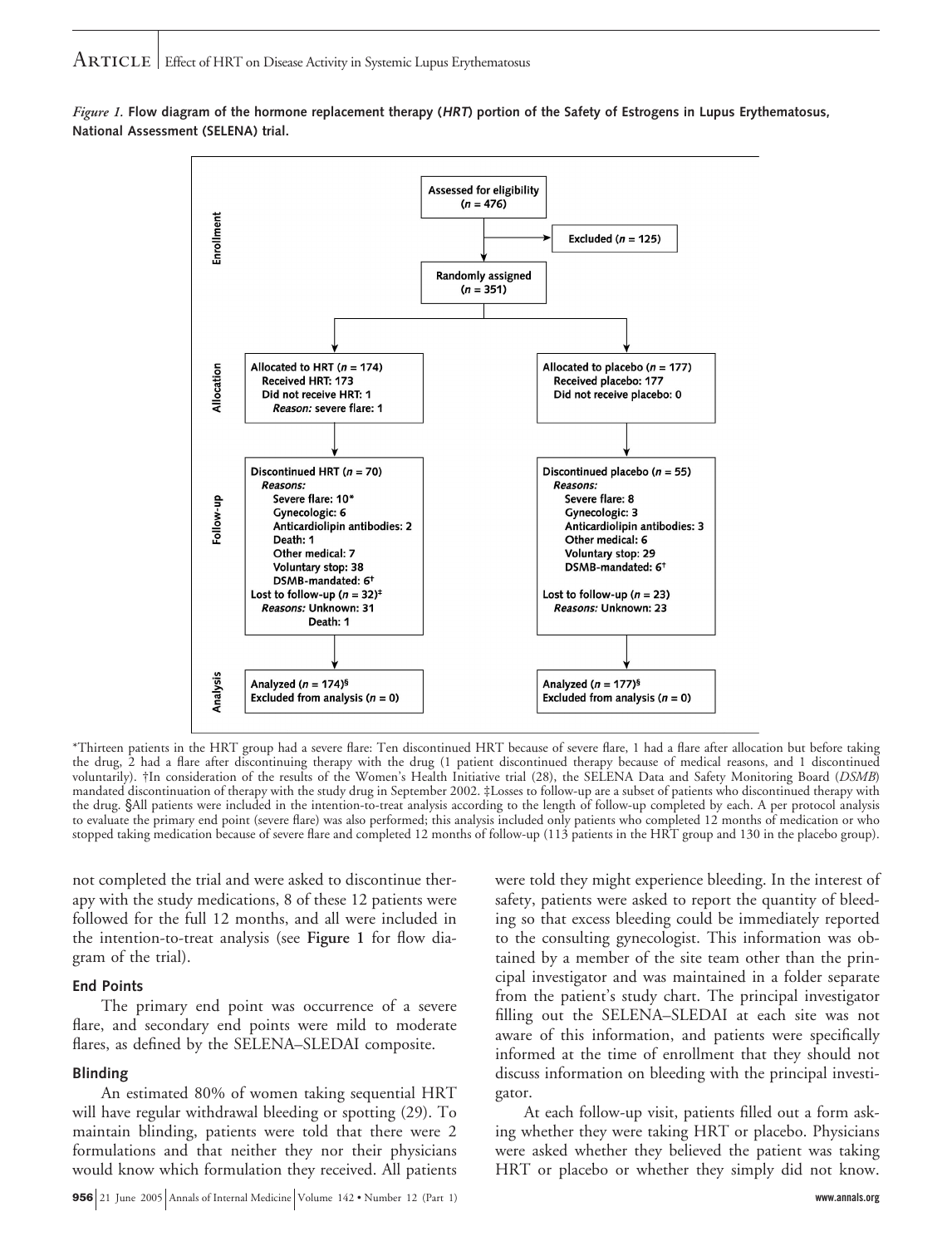*Figure 1.* **Flow diagram of the hormone replacement therapy (*HRT*) portion of the Safety of Estrogens in Lupus Erythematosus, National Assessment (SELENA) trial.**

**Enrollment**

Assessed for eligibility ($n$ = 476)

Excluded ($n$ = 125)

Randomly assigned ($n$ = 351)

**Allocation**

Allocated to HRT ($n$ = 174)
Received HRT: 173
Did not receive HRT: 1
*Reason:* severe flare: 1

Allocated to placebo ($n$ = 177)
Received placebo: 177
Did not receive placebo: 0

**Follow-up**

Discontinued HRT ($n$ = 70)
*Reasons:*
Severe flare: 10*
Gynecologic: 6
Anticardiolipin antibodies: 2
Death: 1
Other medical: 7
Voluntary stop: 38
DSMB-mandated: 6†
Lost to follow-up ($n$ = 32)‡
*Reasons:* Unknown: 31
Death: 1

Discontinued placebo ($n$ = 55)
*Reasons:*
Severe flare: 8
Gynecologic: 3
Anticardiolipin antibodies: 3
Other medical: 6
Voluntary stop: 29
DSMB-mandated: 6†
Lost to follow-up ($n$ = 23)
*Reasons:* Unknown: 23

**Analysis**

Analyzed ($n$ = 174)§
Excluded from analysis ($n$ = 0)

Analyzed ($n$ = 177)§
Excluded from analysis ($n$ = 0)

*Thirteen patients in the HRT group had a severe flare: Ten discontinued HRT because of severe flare, 1 had a flare after allocation but before taking the drug, 2 had a flare after discontinuing therapy with the drug (1 patient discontinued therapy because of medical reasons, and 1 discontinued voluntarily). †In consideration of the results of the Women's Health Initiative trial (28), the SELENA Data and Safety Monitoring Board (*DSMB*) mandated discontinuation of therapy with the study drug in September 2002. ‡Losses to follow-up are a subset of patients who discontinued therapy with the drug. §All patients were included in the intention-to-treat analysis according to the length of follow-up completed by each. A per protocol analysis to evaluate the primary end point (severe flare) was also performed; this analysis included only patients who completed 12 months of medication or who stopped taking medication because of severe flare and completed 12 months of follow-up (113 patients in the HRT group and 130 in the placebo group).

not completed the trial and were asked to discontinue therapy with the study medications, 8 of these 12 patients were followed for the full 12 months, and all were included in the intention-to-treat analysis (see **Figure 1** for flow diagram of the trial).

### End Points

The primary end point was occurrence of a severe flare, and secondary end points were mild to moderate flares, as defined by the SELENA–SLEDAI composite.

### Blinding

An estimated 80% of women taking sequential HRT will have regular withdrawal bleeding or spotting (29). To maintain blinding, patients were told that there were 2 formulations and that neither they nor their physicians would know which formulation they received. All patients were told they might experience bleeding. In the interest of safety, patients were asked to report the quantity of bleeding so that excess bleeding could be immediately reported to the consulting gynecologist. This information was obtained by a member of the site team other than the principal investigator and was maintained in a folder separate from the patient's study chart. The principal investigator filling out the SELENA–SLEDAI at each site was not aware of this information, and patients were specifically informed at the time of enrollment that they should not discuss information on bleeding with the principal investigator.

At each follow-up visit, patients filled out a form asking whether they were taking HRT or placebo. Physicians were asked whether they believed the patient was taking HRT or placebo or whether they simply did not know.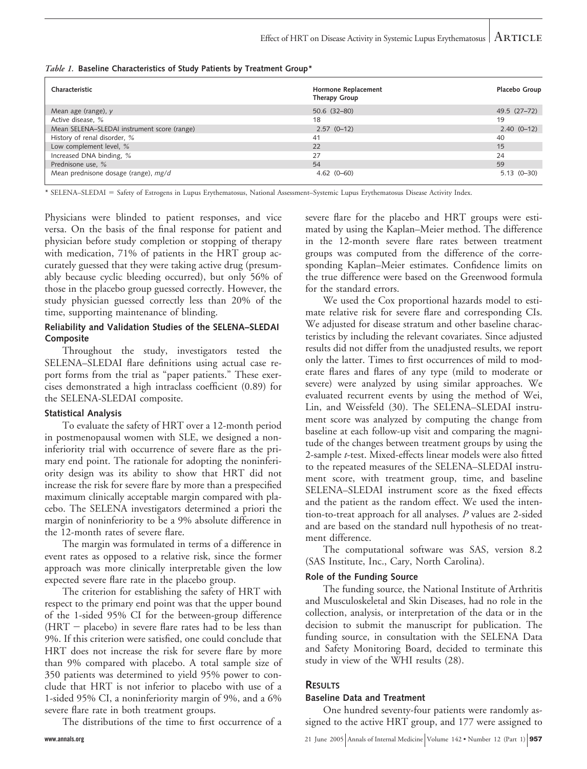*Table 1.* **Baseline Characteristics of Study Patients by Treatment Group***

| Characteristic | Hormone Replacement Therapy Group | Placebo Group |
|---|---|---|
| Mean age (range), *y* | 50.6 (32–80) | 49.5 (27–72) |
| Active disease, % | 18 | 19 |
| Mean SELENA–SLEDAI instrument score (range) | 2.57 (0–12) | 2.40 (0–12) |
| History of renal disorder, % | 41 | 40 |
| Low complement level, % | 22 | 15 |
| Increased DNA binding, % | 27 | 24 |
| Prednisone use, % | 54 | 59 |
| Mean prednisone dosage (range), *mg/d* | 4.62 (0–60) | 5.13 (0–30) |

\* SELENA–SLEDAI = Safety of Estrogens in Lupus Erythematosus, National Assessment–Systemic Lupus Erythematosus Disease Activity Index.

Physicians were blinded to patient responses, and vice versa. On the basis of the final response for patient and physician before study completion or stopping of therapy with medication, 71% of patients in the HRT group accurately guessed that they were taking active drug (presumably because cyclic bleeding occurred), but only 56% of those in the placebo group guessed correctly. However, the study physician guessed correctly less than 20% of the time, supporting maintenance of blinding.

### Reliability and Validation Studies of the SELENA–SLEDAI Composite

Throughout the study, investigators tested the SELENA–SLEDAI flare definitions using actual case report forms from the trial as "paper patients." These exercises demonstrated a high intraclass coefficient (0.89) for the SELENA-SLEDAI composite.

### Statistical Analysis

To evaluate the safety of HRT over a 12-month period in postmenopausal women with SLE, we designed a noninferiority trial with occurrence of severe flare as the primary end point. The rationale for adopting the noninferiority design was its ability to show that HRT did not increase the risk for severe flare by more than a prespecified maximum clinically acceptable margin compared with placebo. The SELENA investigators determined a priori the margin of noninferiority to be a 9% absolute difference in the 12-month rates of severe flare.

The margin was formulated in terms of a difference in event rates as opposed to a relative risk, since the former approach was more clinically interpretable given the low expected severe flare rate in the placebo group.

The criterion for establishing the safety of HRT with respect to the primary end point was that the upper bound of the 1-sided 95% CI for the between-group difference (HRT − placebo) in severe flare rates had to be less than 9%. If this criterion were satisfied, one could conclude that HRT does not increase the risk for severe flare by more than 9% compared with placebo. A total sample size of 350 patients was determined to yield 95% power to conclude that HRT is not inferior to placebo with use of a 1-sided 95% CI, a noninferiority margin of 9%, and a 6% severe flare rate in both treatment groups.

The distributions of the time to first occurrence of a severe flare for the placebo and HRT groups were estimated by using the Kaplan–Meier method. The difference in the 12-month severe flare rates between treatment groups was computed from the difference of the corresponding Kaplan–Meier estimates. Confidence limits on the true difference were based on the Greenwood formula for the standard errors.

We used the Cox proportional hazards model to estimate relative risk for severe flare and corresponding CIs. We adjusted for disease stratum and other baseline characteristics by including the relevant covariates. Since adjusted results did not differ from the unadjusted results, we report only the latter. Times to first occurrences of mild to moderate flares and flares of any type (mild to moderate or severe) were analyzed by using similar approaches. We evaluated recurrent events by using the method of Wei, Lin, and Weissfeld (30). The SELENA–SLEDAI instrument score was analyzed by computing the change from baseline at each follow-up visit and comparing the magnitude of the changes between treatment groups by using the 2-sample *t*-test. Mixed-effects linear models were also fitted to the repeated measures of the SELENA–SLEDAI instrument score, with treatment group, time, and baseline SELENA–SLEDAI instrument score as the fixed effects and the patient as the random effect. We used the intention-to-treat approach for all analyses. *P* values are 2-sided and are based on the standard null hypothesis of no treatment difference.

The computational software was SAS, version 8.2 (SAS Institute, Inc., Cary, North Carolina).

### Role of the Funding Source

The funding source, the National Institute of Arthritis and Musculoskeletal and Skin Diseases, had no role in the collection, analysis, or interpretation of the data or in the decision to submit the manuscript for publication. The funding source, in consultation with the SELENA Data and Safety Monitoring Board, decided to terminate this study in view of the WHI results (28).

## RESULTS

### Baseline Data and Treatment

One hundred seventy-four patients were randomly assigned to the active HRT group, and 177 were assigned to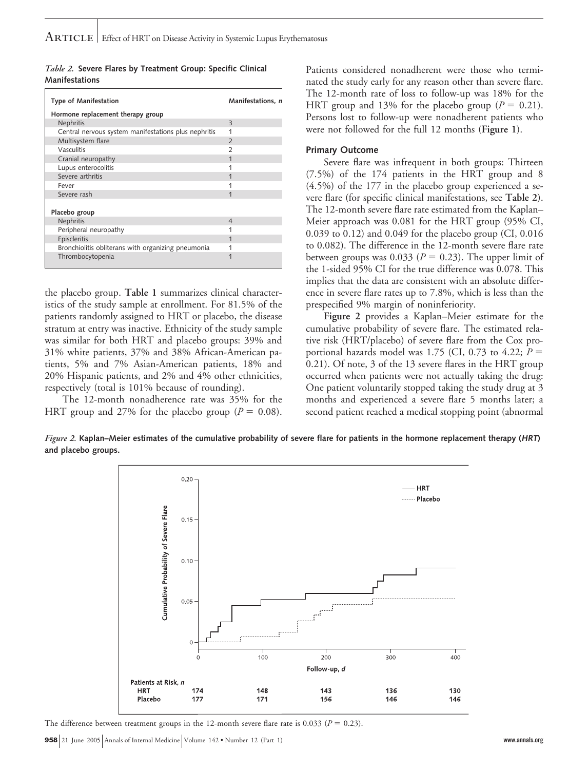*Table 2.* **Severe Flares by Treatment Group: Specific Clinical Manifestations**

| Type of Manifestation | Manifestations, *n* |
|---|---|
| **Hormone replacement therapy group** | |
| Nephritis | 3 |
| Central nervous system manifestations plus nephritis | 1 |
| Multisystem flare | 2 |
| Vasculitis | 2 |
| Cranial neuropathy | 1 |
| Lupus enterocolitis | 1 |
| Severe arthritis | 1 |
| Fever | 1 |
| Severe rash | 1 |
| **Placebo group** | |
| Nephritis | 4 |
| Peripheral neuropathy | 1 |
| Episcleritis | 1 |
| Bronchiolitis obliterans with organizing pneumonia | 1 |
| Thrombocytopenia | 1 |

the placebo group. **Table 1** summarizes clinical characteristics of the study sample at enrollment. For 81.5% of the patients randomly assigned to HRT or placebo, the disease stratum at entry was inactive. Ethnicity of the study sample was similar for both HRT and placebo groups: 39% and 31% white patients, 37% and 38% African-American patients, 5% and 7% Asian-American patients, 18% and 20% Hispanic patients, and 2% and 4% other ethnicities, respectively (total is 101% because of rounding).

The 12-month nonadherence rate was 35% for the HRT group and 27% for the placebo group ($P = 0.08$). Patients considered nonadherent were those who terminated the study early for any reason other than severe flare. The 12-month rate of loss to follow-up was 18% for the HRT group and 13% for the placebo group ($P = 0.21$). Persons lost to follow-up were nonadherent patients who were not followed for the full 12 months (**Figure 1**).

### Primary Outcome

Severe flare was infrequent in both groups: Thirteen (7.5%) of the 174 patients in the HRT group and 8 (4.5%) of the 177 in the placebo group experienced a severe flare (for specific clinical manifestations, see **Table 2**). The 12-month severe flare rate estimated from the Kaplan–Meier approach was 0.081 for the HRT group (95% CI, 0.039 to 0.12) and 0.049 for the placebo group (CI, 0.016 to 0.082). The difference in the 12-month severe flare rate between groups was 0.033 ($P = 0.23$). The upper limit of the 1-sided 95% CI for the true difference was 0.078. This implies that the data are consistent with an absolute difference in severe flare rates up to 7.8%, which is less than the prespecified 9% margin of noninferiority.

**Figure 2** provides a Kaplan–Meier estimate for the cumulative probability of severe flare. The estimated relative risk (HRT/placebo) of severe flare from the Cox proportional hazards model was 1.75 (CI, 0.73 to 4.22; $P = 0.21$). Of note, 3 of the 13 severe flares in the HRT group occurred when patients were not actually taking the drug: One patient voluntarily stopped taking the study drug at 3 months and experienced a severe flare 5 months later; a second patient reached a medical stopping point (abnormal

*Figure 2.* **Kaplan–Meier estimates of the cumulative probability of severe flare for patients in the hormone replacement therapy (*HRT*) and placebo groups.**

| Patients at Risk, *n* | 0 | 100 | 200 | 300 | 400 |
|---|---|---|---|---|---|
| HRT | 174 | 148 | 143 | 136 | 130 |
| Placebo | 177 | 171 | 156 | 146 | 146 |

The difference between treatment groups in the 12-month severe flare rate is 0.033 ($P = 0.23$).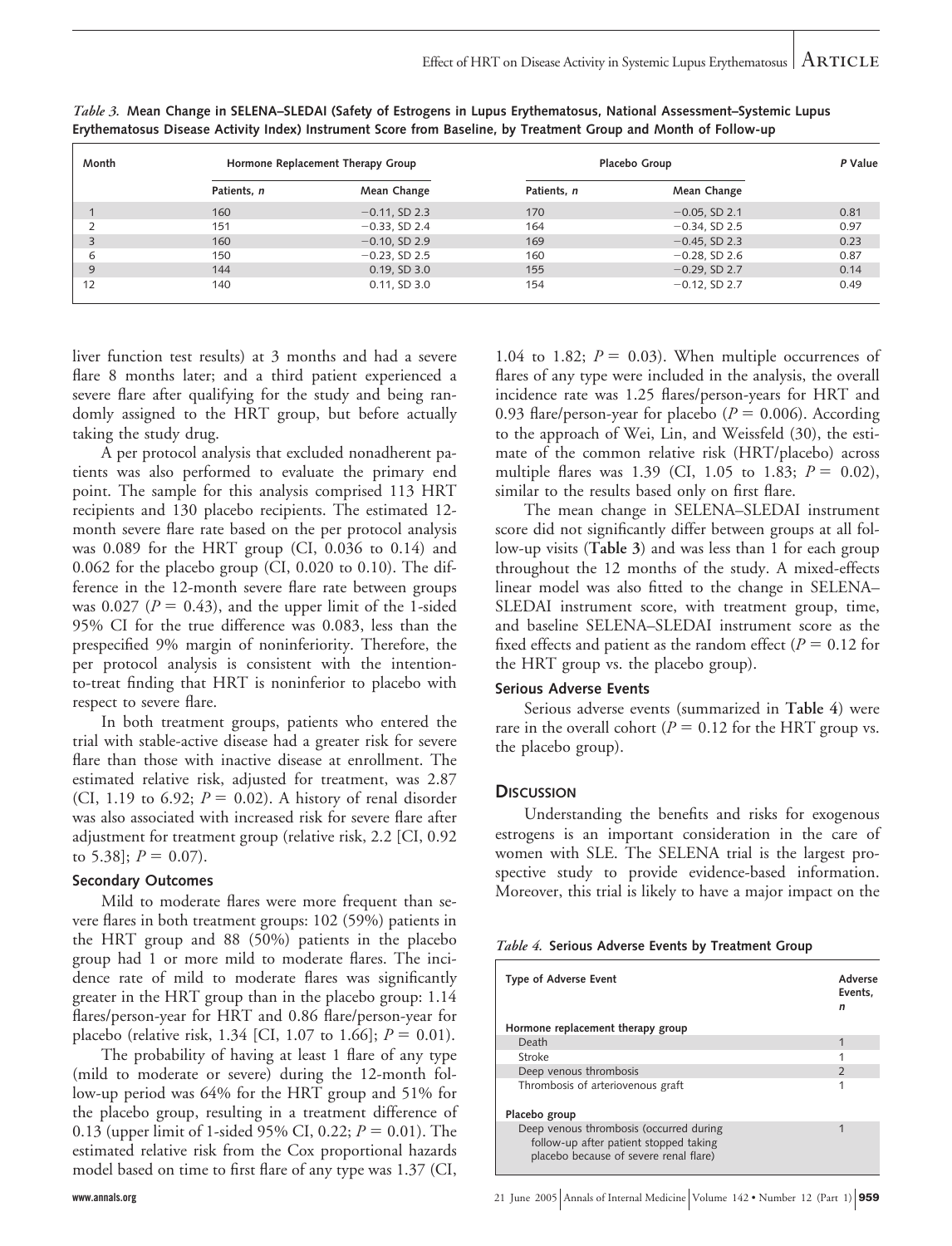*Table 3.* **Mean Change in SELENA–SLEDAI (Safety of Estrogens in Lupus Erythematosus, National Assessment–Systemic Lupus Erythematosus Disease Activity Index) Instrument Score from Baseline, by Treatment Group and Month of Follow-up**

| Month | Hormone Replacement Therapy Group | | Placebo Group | | P Value |
|---|---|---|---|---|---|
| | Patients, n | Mean Change | Patients, n | Mean Change | |
| 1 | 160 | −0.11, SD 2.3 | 170 | −0.05, SD 2.1 | 0.81 |
| 2 | 151 | −0.33, SD 2.4 | 164 | −0.34, SD 2.5 | 0.97 |
| 3 | 160 | −0.10, SD 2.9 | 169 | −0.45, SD 2.3 | 0.23 |
| 6 | 150 | −0.23, SD 2.5 | 160 | −0.28, SD 2.6 | 0.87 |
| 9 | 144 | 0.19, SD 3.0 | 155 | −0.29, SD 2.7 | 0.14 |
| 12 | 140 | 0.11, SD 3.0 | 154 | −0.12, SD 2.7 | 0.49 |

liver function test results) at 3 months and had a severe flare 8 months later; and a third patient experienced a severe flare after qualifying for the study and being randomly assigned to the HRT group, but before actually taking the study drug.

A per protocol analysis that excluded nonadherent patients was also performed to evaluate the primary end point. The sample for this analysis comprised 113 HRT recipients and 130 placebo recipients. The estimated 12-month severe flare rate based on the per protocol analysis was 0.089 for the HRT group (CI, 0.036 to 0.14) and 0.062 for the placebo group (CI, 0.020 to 0.10). The difference in the 12-month severe flare rate between groups was 0.027 ($P = 0.43$), and the upper limit of the 1-sided 95% CI for the true difference was 0.083, less than the prespecified 9% margin of noninferiority. Therefore, the per protocol analysis is consistent with the intention-to-treat finding that HRT is noninferior to placebo with respect to severe flare.

In both treatment groups, patients who entered the trial with stable-active disease had a greater risk for severe flare than those with inactive disease at enrollment. The estimated relative risk, adjusted for treatment, was 2.87 (CI, 1.19 to 6.92; $P = 0.02$). A history of renal disorder was also associated with increased risk for severe flare after adjustment for treatment group (relative risk, 2.2 [CI, 0.92 to 5.38]; $P = 0.07$).

### Secondary Outcomes

Mild to moderate flares were more frequent than severe flares in both treatment groups: 102 (59%) patients in the HRT group and 88 (50%) patients in the placebo group had 1 or more mild to moderate flares. The incidence rate of mild to moderate flares was significantly greater in the HRT group than in the placebo group: 1.14 flares/person-year for HRT and 0.86 flare/person-year for placebo (relative risk, 1.34 [CI, 1.07 to 1.66]; $P = 0.01$).

The probability of having at least 1 flare of any type (mild to moderate or severe) during the 12-month follow-up period was 64% for the HRT group and 51% for the placebo group, resulting in a treatment difference of 0.13 (upper limit of 1-sided 95% CI, 0.22; $P = 0.01$). The estimated relative risk from the Cox proportional hazards model based on time to first flare of any type was 1.37 (CI, 1.04 to 1.82; $P = 0.03$). When multiple occurrences of flares of any type were included in the analysis, the overall incidence rate was 1.25 flares/person-years for HRT and 0.93 flare/person-year for placebo ($P = 0.006$). According to the approach of Wei, Lin, and Weissfeld (30), the estimate of the common relative risk (HRT/placebo) across multiple flares was 1.39 (CI, 1.05 to 1.83; $P = 0.02$), similar to the results based only on first flare.

The mean change in SELENA–SLEDAI instrument score did not significantly differ between groups at all follow-up visits (**Table 3**) and was less than 1 for each group throughout the 12 months of the study. A mixed-effects linear model was also fitted to the change in SELENA–SLEDAI instrument score, with treatment group, time, and baseline SELENA–SLEDAI instrument score as the fixed effects and patient as the random effect ($P = 0.12$ for the HRT group vs. the placebo group).

### Serious Adverse Events

Serious adverse events (summarized in **Table 4**) were rare in the overall cohort ($P = 0.12$ for the HRT group vs. the placebo group).

## Discussion

Understanding the benefits and risks for exogenous estrogens is an important consideration in the care of women with SLE. The SELENA trial is the largest prospective study to provide evidence-based information. Moreover, this trial is likely to have a major impact on the

*Table 4.* **Serious Adverse Events by Treatment Group**

| Type of Adverse Event | Adverse Events, n |
|---|---|
| **Hormone replacement therapy group** | |
| Death | 1 |
| Stroke | 1 |
| Deep venous thrombosis | 2 |
| Thrombosis of arteriovenous graft | 1 |
| **Placebo group** | |
| Deep venous thrombosis (occurred during follow-up after patient stopped taking placebo because of severe renal flare) | 1 |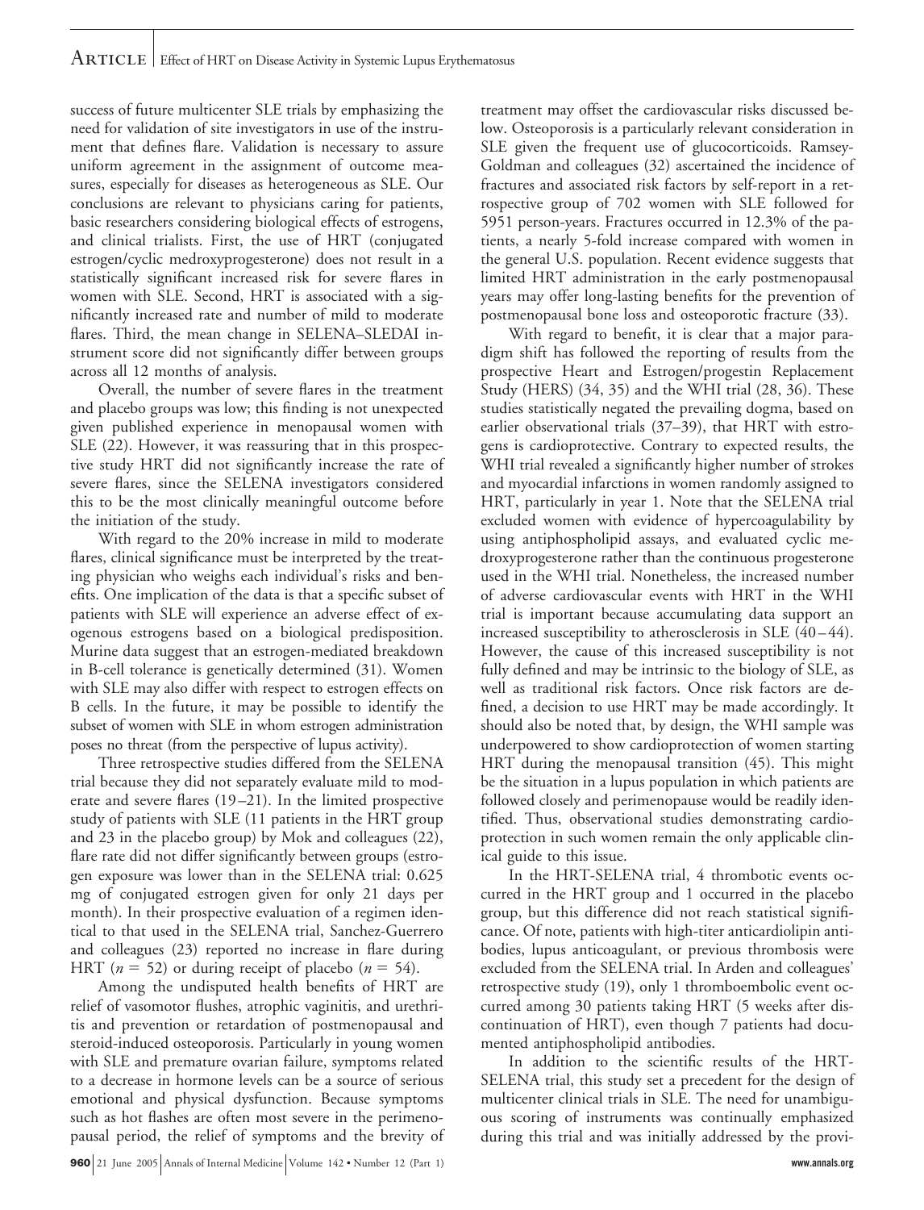success of future multicenter SLE trials by emphasizing the need for validation of site investigators in use of the instrument that defines flare. Validation is necessary to assure uniform agreement in the assignment of outcome measures, especially for diseases as heterogeneous as SLE. Our conclusions are relevant to physicians caring for patients, basic researchers considering biological effects of estrogens, and clinical trialists. First, the use of HRT (conjugated estrogen/cyclic medroxyprogesterone) does not result in a statistically significant increased risk for severe flares in women with SLE. Second, HRT is associated with a significantly increased rate and number of mild to moderate flares. Third, the mean change in SELENA–SLEDAI instrument score did not significantly differ between groups across all 12 months of analysis.

Overall, the number of severe flares in the treatment and placebo groups was low; this finding is not unexpected given published experience in menopausal women with SLE (22). However, it was reassuring that in this prospective study HRT did not significantly increase the rate of severe flares, since the SELENA investigators considered this to be the most clinically meaningful outcome before the initiation of the study.

With regard to the 20% increase in mild to moderate flares, clinical significance must be interpreted by the treating physician who weighs each individual's risks and benefits. One implication of the data is that a specific subset of patients with SLE will experience an adverse effect of exogenous estrogens based on a biological predisposition. Murine data suggest that an estrogen-mediated breakdown in B-cell tolerance is genetically determined (31). Women with SLE may also differ with respect to estrogen effects on B cells. In the future, it may be possible to identify the subset of women with SLE in whom estrogen administration poses no threat (from the perspective of lupus activity).

Three retrospective studies differed from the SELENA trial because they did not separately evaluate mild to moderate and severe flares (19–21). In the limited prospective study of patients with SLE (11 patients in the HRT group and 23 in the placebo group) by Mok and colleagues (22), flare rate did not differ significantly between groups (estrogen exposure was lower than in the SELENA trial: 0.625 mg of conjugated estrogen given for only 21 days per month). In their prospective evaluation of a regimen identical to that used in the SELENA trial, Sanchez-Guerrero and colleagues (23) reported no increase in flare during HRT ($n = 52$) or during receipt of placebo ($n = 54$).

Among the undisputed health benefits of HRT are relief of vasomotor flushes, atrophic vaginitis, and urethritis and prevention or retardation of postmenopausal and steroid-induced osteoporosis. Particularly in young women with SLE and premature ovarian failure, symptoms related to a decrease in hormone levels can be a source of serious emotional and physical dysfunction. Because symptoms such as hot flashes are often most severe in the perimenopausal period, the relief of symptoms and the brevity of treatment may offset the cardiovascular risks discussed below. Osteoporosis is a particularly relevant consideration in SLE given the frequent use of glucocorticoids. Ramsey-Goldman and colleagues (32) ascertained the incidence of fractures and associated risk factors by self-report in a retrospective group of 702 women with SLE followed for 5951 person-years. Fractures occurred in 12.3% of the patients, a nearly 5-fold increase compared with women in the general U.S. population. Recent evidence suggests that limited HRT administration in the early postmenopausal years may offer long-lasting benefits for the prevention of postmenopausal bone loss and osteoporotic fracture (33).

With regard to benefit, it is clear that a major paradigm shift has followed the reporting of results from the prospective Heart and Estrogen/progestin Replacement Study (HERS) (34, 35) and the WHI trial (28, 36). These studies statistically negated the prevailing dogma, based on earlier observational trials (37–39), that HRT with estrogens is cardioprotective. Contrary to expected results, the WHI trial revealed a significantly higher number of strokes and myocardial infarctions in women randomly assigned to HRT, particularly in year 1. Note that the SELENA trial excluded women with evidence of hypercoagulability by using antiphospholipid assays, and evaluated cyclic medroxyprogesterone rather than the continuous progesterone used in the WHI trial. Nonetheless, the increased number of adverse cardiovascular events with HRT in the WHI trial is important because accumulating data support an increased susceptibility to atherosclerosis in SLE (40–44). However, the cause of this increased susceptibility is not fully defined and may be intrinsic to the biology of SLE, as well as traditional risk factors. Once risk factors are defined, a decision to use HRT may be made accordingly. It should also be noted that, by design, the WHI sample was underpowered to show cardioprotection of women starting HRT during the menopausal transition (45). This might be the situation in a lupus population in which patients are followed closely and perimenopause would be readily identified. Thus, observational studies demonstrating cardioprotection in such women remain the only applicable clinical guide to this issue.

In the HRT-SELENA trial, 4 thrombotic events occurred in the HRT group and 1 occurred in the placebo group, but this difference did not reach statistical significance. Of note, patients with high-titer anticardiolipin antibodies, lupus anticoagulant, or previous thrombosis were excluded from the SELENA trial. In Arden and colleagues' retrospective study (19), only 1 thromboembolic event occurred among 30 patients taking HRT (5 weeks after discontinuation of HRT), even though 7 patients had documented antiphospholipid antibodies.

In addition to the scientific results of the HRT-SELENA trial, this study set a precedent for the design of multicenter clinical trials in SLE. The need for unambiguous scoring of instruments was continually emphasized during this trial and was initially addressed by the provi-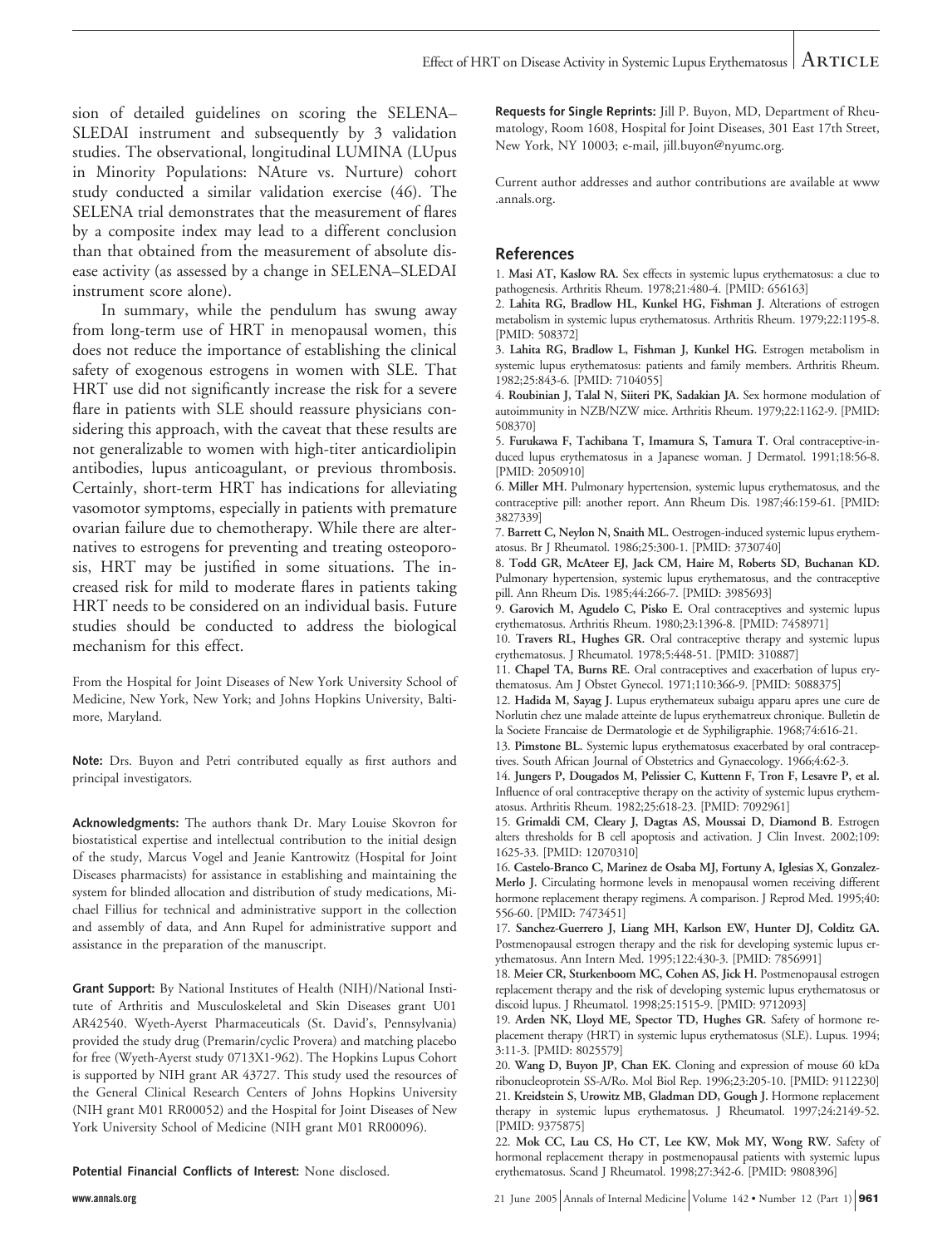sion of detailed guidelines on scoring the SELENA–SLEDAI instrument and subsequently by 3 validation studies. The observational, longitudinal LUMINA (LUpus in Minority Populations: NAture vs. Nurture) cohort study conducted a similar validation exercise (46). The SELENA trial demonstrates that the measurement of flares by a composite index may lead to a different conclusion than that obtained from the measurement of absolute disease activity (as assessed by a change in SELENA–SLEDAI instrument score alone).

In summary, while the pendulum has swung away from long-term use of HRT in menopausal women, this does not reduce the importance of establishing the clinical safety of exogenous estrogens in women with SLE. That HRT use did not significantly increase the risk for a severe flare in patients with SLE should reassure physicians considering this approach, with the caveat that these results are not generalizable to women with high-titer anticardiolipin antibodies, lupus anticoagulant, or previous thrombosis. Certainly, short-term HRT has indications for alleviating vasomotor symptoms, especially in patients with premature ovarian failure due to chemotherapy. While there are alternatives to estrogens for preventing and treating osteoporosis, HRT may be justified in some situations. The increased risk for mild to moderate flares in patients taking HRT needs to be considered on an individual basis. Future studies should be conducted to address the biological mechanism for this effect.

From the Hospital for Joint Diseases of New York University School of Medicine, New York, New York; and Johns Hopkins University, Baltimore, Maryland.

**Note:** Drs. Buyon and Petri contributed equally as first authors and principal investigators.

**Acknowledgments:** The authors thank Dr. Mary Louise Skovron for biostatistical expertise and intellectual contribution to the initial design of the study, Marcus Vogel and Jeanie Kantrowitz (Hospital for Joint Diseases pharmacists) for assistance in establishing and maintaining the system for blinded allocation and distribution of study medications, Michael Fillius for technical and administrative support in the collection and assembly of data, and Ann Rupel for administrative support and assistance in the preparation of the manuscript.

**Grant Support:** By National Institutes of Health (NIH)/National Institute of Arthritis and Musculoskeletal and Skin Diseases grant U01 AR42540. Wyeth-Ayerst Pharmaceuticals (St. David's, Pennsylvania) provided the study drug (Premarin/cyclic Provera) and matching placebo for free (Wyeth-Ayerst study 0713X1-962). The Hopkins Lupus Cohort is supported by NIH grant AR 43727. This study used the resources of the General Clinical Research Centers of Johns Hopkins University (NIH grant M01 RR00052) and the Hospital for Joint Diseases of New York University School of Medicine (NIH grant M01 RR00096).

**Potential Financial Conflicts of Interest:** None disclosed.

**Requests for Single Reprints:** Jill P. Buyon, MD, Department of Rheumatology, Room 1608, Hospital for Joint Diseases, 301 East 17th Street, New York, NY 10003; e-mail, jill.buyon@nyumc.org.

Current author addresses and author contributions are available at www.annals.org.

## References

1. **Masi AT, Kaslow RA.** Sex effects in systemic lupus erythematosus: a clue to pathogenesis. Arthritis Rheum. 1978;21:480-4. [PMID: 656163]
2. **Lahita RG, Bradlow HL, Kunkel HG, Fishman J.** Alterations of estrogen metabolism in systemic lupus erythematosus. Arthritis Rheum. 1979;22:1195-8. [PMID: 508372]
3. **Lahita RG, Bradlow L, Fishman J, Kunkel HG.** Estrogen metabolism in systemic lupus erythematosus: patients and family members. Arthritis Rheum. 1982;25:843-6. [PMID: 7104055]
4. **Roubinian J, Talal N, Siiteri PK, Sadakian JA.** Sex hormone modulation of autoimmunity in NZB/NZW mice. Arthritis Rheum. 1979;22:1162-9. [PMID: 508370]
5. **Furukawa F, Tachibana T, Imamura S, Tamura T.** Oral contraceptive-induced lupus erythematosus in a Japanese woman. J Dermatol. 1991;18:56-8. [PMID: 2050910]
6. **Miller MH.** Pulmonary hypertension, systemic lupus erythematosus, and the contraceptive pill: another report. Ann Rheum Dis. 1987;46:159-61. [PMID: 3827339]
7. **Barrett C, Neylon N, Snaith ML.** Oestrogen-induced systemic lupus erythematosus. Br J Rheumatol. 1986;25:300-1. [PMID: 3730740]
8. **Todd GR, McAteer EJ, Jack CM, Haire M, Roberts SD, Buchanan KD.** Pulmonary hypertension, systemic lupus erythematosus, and the contraceptive pill. Ann Rheum Dis. 1985;44:266-7. [PMID: 3985693]
9. **Garovich M, Agudelo C, Pisko E.** Oral contraceptives and systemic lupus erythematosus. Arthritis Rheum. 1980;23:1396-8. [PMID: 7458971]
10. **Travers RL, Hughes GR.** Oral contraceptive therapy and systemic lupus erythematosus. J Rheumatol. 1978;5:448-51. [PMID: 310887]
11. **Chapel TA, Burns RE.** Oral contraceptives and exacerbation of lupus erythematosus. Am J Obstet Gynecol. 1971;110:366-9. [PMID: 5088375]
12. **Hadida M, Sayag J.** Lupus erythemateux subaigu apparu apres une cure de Norlutin chez une malade atteinte de lupus erythematreux chronique. Bulletin de la Societe Francaise de Dermatologie et de Syphiligraphie. 1968;74:616-21.
13. **Pimstone BL.** Systemic lupus erythematosus exacerbated by oral contraceptives. South African Journal of Obstetrics and Gynaecology. 1966;4:62-3.
14. **Jungers P, Dougados M, Pelissier C, Kuttenn F, Tron F, Lesavre P, et al.** Influence of oral contraceptive therapy on the activity of systemic lupus erythematosus. Arthritis Rheum. 1982;25:618-23. [PMID: 7092961]
15. **Grimaldi CM, Cleary J, Dagtas AS, Moussai D, Diamond B.** Estrogen alters thresholds for B cell apoptosis and activation. J Clin Invest. 2002;109:1625-33. [PMID: 12070310]
16. **Castelo-Branco C, Marinez de Osaba MJ, Fortuny A, Iglesias X, Gonzalez-Merlo J.** Circulating hormone levels in menopausal women receiving different hormone replacement therapy regimens. A comparison. J Reprod Med. 1995;40:556-60. [PMID: 7473451]
17. **Sanchez-Guerrero J, Liang MH, Karlson EW, Hunter DJ, Colditz GA.** Postmenopausal estrogen therapy and the risk for developing systemic lupus erythematosus. Ann Intern Med. 1995;122:430-3. [PMID: 7856991]
18. **Meier CR, Sturkenboom MC, Cohen AS, Jick H.** Postmenopausal estrogen replacement therapy and the risk of developing systemic lupus erythematosus or discoid lupus. J Rheumatol. 1998;25:1515-9. [PMID: 9712093]
19. **Arden NK, Lloyd ME, Spector TD, Hughes GR.** Safety of hormone replacement therapy (HRT) in systemic lupus erythematosus (SLE). Lupus. 1994;3:11-3. [PMID: 8025579]
20. **Wang D, Buyon JP, Chan EK.** Cloning and expression of mouse 60 kDa ribonucleoprotein SS-A/Ro. Mol Biol Rep. 1996;23:205-10. [PMID: 9112230]
21. **Kreidstein S, Urowitz MB, Gladman DD, Gough J.** Hormone replacement therapy in systemic lupus erythematosus. J Rheumatol. 1997;24:2149-52. [PMID: 9375875]
22. **Mok CC, Lau CS, Ho CT, Lee KW, Mok MY, Wong RW.** Safety of hormonal replacement therapy in postmenopausal patients with systemic lupus erythematosus. Scand J Rheumatol. 1998;27:342-6. [PMID: 9808396]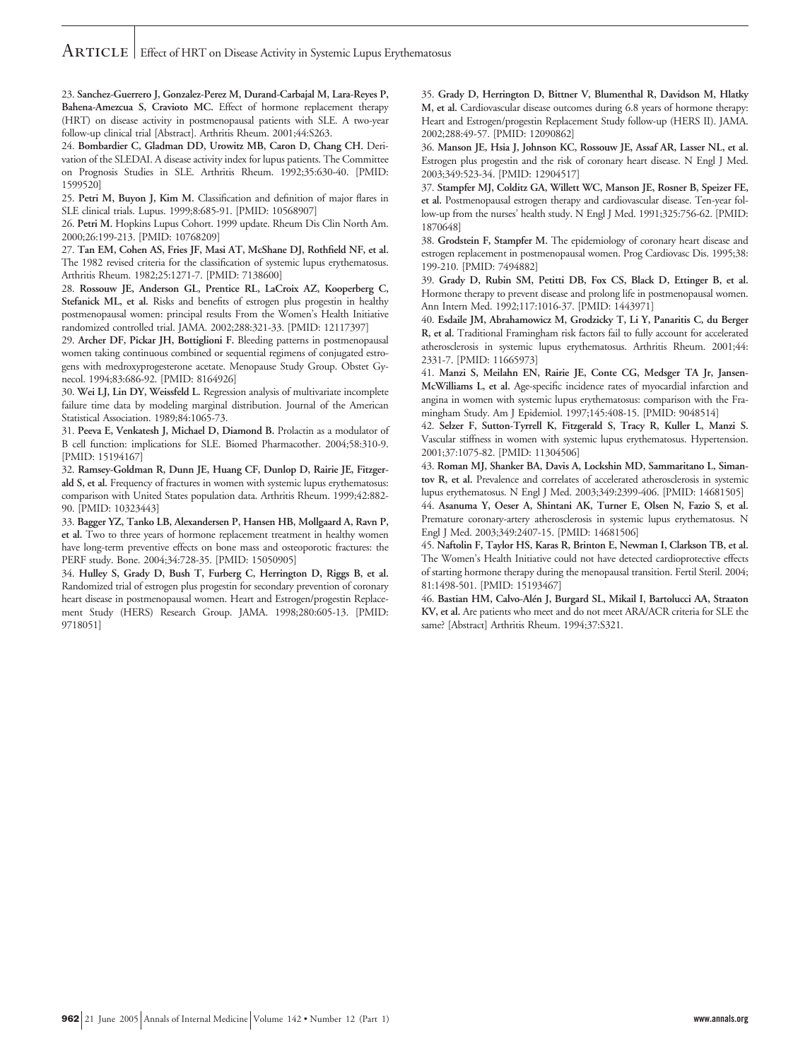23. **Sanchez-Guerrero J, Gonzalez-Perez M, Durand-Carbajal M, Lara-Reyes P, Bahena-Amezcua S, Cravioto MC.** Effect of hormone replacement therapy (HRT) on disease activity in postmenopausal patients with SLE. A two-year follow-up clinical trial [Abstract]. Arthritis Rheum. 2001;44:S263.

24. **Bombardier C, Gladman DD, Urowitz MB, Caron D, Chang CH.** Derivation of the SLEDAI. A disease activity index for lupus patients. The Committee on Prognosis Studies in SLE. Arthritis Rheum. 1992;35:630-40. [PMID: 1599520]

25. **Petri M, Buyon J, Kim M.** Classification and definition of major flares in SLE clinical trials. Lupus. 1999;8:685-91. [PMID: 10568907]

26. **Petri M.** Hopkins Lupus Cohort. 1999 update. Rheum Dis Clin North Am. 2000;26:199-213. [PMID: 10768209]

27. **Tan EM, Cohen AS, Fries JF, Masi AT, McShane DJ, Rothfield NF, et al.** The 1982 revised criteria for the classification of systemic lupus erythematosus. Arthritis Rheum. 1982;25:1271-7. [PMID: 7138600]

28. **Rossouw JE, Anderson GL, Prentice RL, LaCroix AZ, Kooperberg C, Stefanick ML, et al.** Risks and benefits of estrogen plus progestin in healthy postmenopausal women: principal results From the Women's Health Initiative randomized controlled trial. JAMA. 2002;288:321-33. [PMID: 12117397]

29. **Archer DF, Pickar JH, Bottiglioni F.** Bleeding patterns in postmenopausal women taking continuous combined or sequential regimens of conjugated estrogens with medroxyprogesterone acetate. Menopause Study Group. Obstet Gynecol. 1994;83:686-92. [PMID: 8164926]

30. **Wei LJ, Lin DY, Weissfeld L.** Regression analysis of multivariate incomplete failure time data by modeling marginal distribution. Journal of the American Statistical Association. 1989;84:1065-73.

31. **Peeva E, Venkatesh J, Michael D, Diamond B.** Prolactin as a modulator of B cell function: implications for SLE. Biomed Pharmacother. 2004;58:310-9. [PMID: 15194167]

32. **Ramsey-Goldman R, Dunn JE, Huang CF, Dunlop D, Rairie JE, Fitzgerald S, et al.** Frequency of fractures in women with systemic lupus erythematosus: comparison with United States population data. Arthritis Rheum. 1999;42:882-90. [PMID: 10323443]

33. **Bagger YZ, Tanko LB, Alexandersen P, Hansen HB, Mollgaard A, Ravn P, et al.** Two to three years of hormone replacement treatment in healthy women have long-term preventive effects on bone mass and osteoporotic fractures: the PERF study. Bone. 2004;34:728-35. [PMID: 15050905]

34. **Hulley S, Grady D, Bush T, Furberg C, Herrington D, Riggs B, et al.** Randomized trial of estrogen plus progestin for secondary prevention of coronary heart disease in postmenopausal women. Heart and Estrogen/progestin Replacement Study (HERS) Research Group. JAMA. 1998;280:605-13. [PMID: 9718051]

35. **Grady D, Herrington D, Bittner V, Blumenthal R, Davidson M, Hlatky M, et al.** Cardiovascular disease outcomes during 6.8 years of hormone therapy: Heart and Estrogen/progestin Replacement Study follow-up (HERS II). JAMA. 2002;288:49-57. [PMID: 12090862]

36. **Manson JE, Hsia J, Johnson KC, Rossouw JE, Assaf AR, Lasser NL, et al.** Estrogen plus progestin and the risk of coronary heart disease. N Engl J Med. 2003;349:523-34. [PMID: 12904517]

37. **Stampfer MJ, Colditz GA, Willett WC, Manson JE, Rosner B, Speizer FE, et al.** Postmenopausal estrogen therapy and cardiovascular disease. Ten-year follow-up from the nurses' health study. N Engl J Med. 1991;325:756-62. [PMID: 1870648]

38. **Grodstein F, Stampfer M.** The epidemiology of coronary heart disease and estrogen replacement in postmenopausal women. Prog Cardiovasc Dis. 1995;38: 199-210. [PMID: 7494882]

39. **Grady D, Rubin SM, Petitti DB, Fox CS, Black D, Ettinger B, et al.** Hormone therapy to prevent disease and prolong life in postmenopausal women. Ann Intern Med. 1992;117:1016-37. [PMID: 1443971]

40. **Esdaile JM, Abrahamowicz M, Grodzicky T, Li Y, Panaritis C, du Berger R, et al.** Traditional Framingham risk factors fail to fully account for accelerated atherosclerosis in systemic lupus erythematosus. Arthritis Rheum. 2001;44: 2331-7. [PMID: 11665973]

41. **Manzi S, Meilahn EN, Rairie JE, Conte CG, Medsger TA Jr, Jansen-McWilliams L, et al.** Age-specific incidence rates of myocardial infarction and angina in women with systemic lupus erythematosus: comparison with the Framingham Study. Am J Epidemiol. 1997;145:408-15. [PMID: 9048514]

42. **Selzer F, Sutton-Tyrrell K, Fitzgerald S, Tracy R, Kuller L, Manzi S.** Vascular stiffness in women with systemic lupus erythematosus. Hypertension. 2001;37:1075-82. [PMID: 11304506]

43. **Roman MJ, Shanker BA, Davis A, Lockshin MD, Sammaritano L, Simantov R, et al.** Prevalence and correlates of accelerated atherosclerosis in systemic lupus erythematosus. N Engl J Med. 2003;349:2399-406. [PMID: 14681505]

44. **Asanuma Y, Oeser A, Shintani AK, Turner E, Olsen N, Fazio S, et al.** Premature coronary-artery atherosclerosis in systemic lupus erythematosus. N Engl J Med. 2003;349:2407-15. [PMID: 14681506]

45. **Naftolin F, Taylor HS, Karas R, Brinton E, Newman I, Clarkson TB, et al.** The Women's Health Initiative could not have detected cardioprotective effects of starting hormone therapy during the menopausal transition. Fertil Steril. 2004; 81:1498-501. [PMID: 15193467]

46. **Bastian HM, Calvo-Alén J, Burgard SL, Mikail I, Bartolucci AA, Straaton KV, et al.** Are patients who meet and do not meet ARA/ACR criteria for SLE the same? [Abstract] Arthritis Rheum. 1994;37:S321.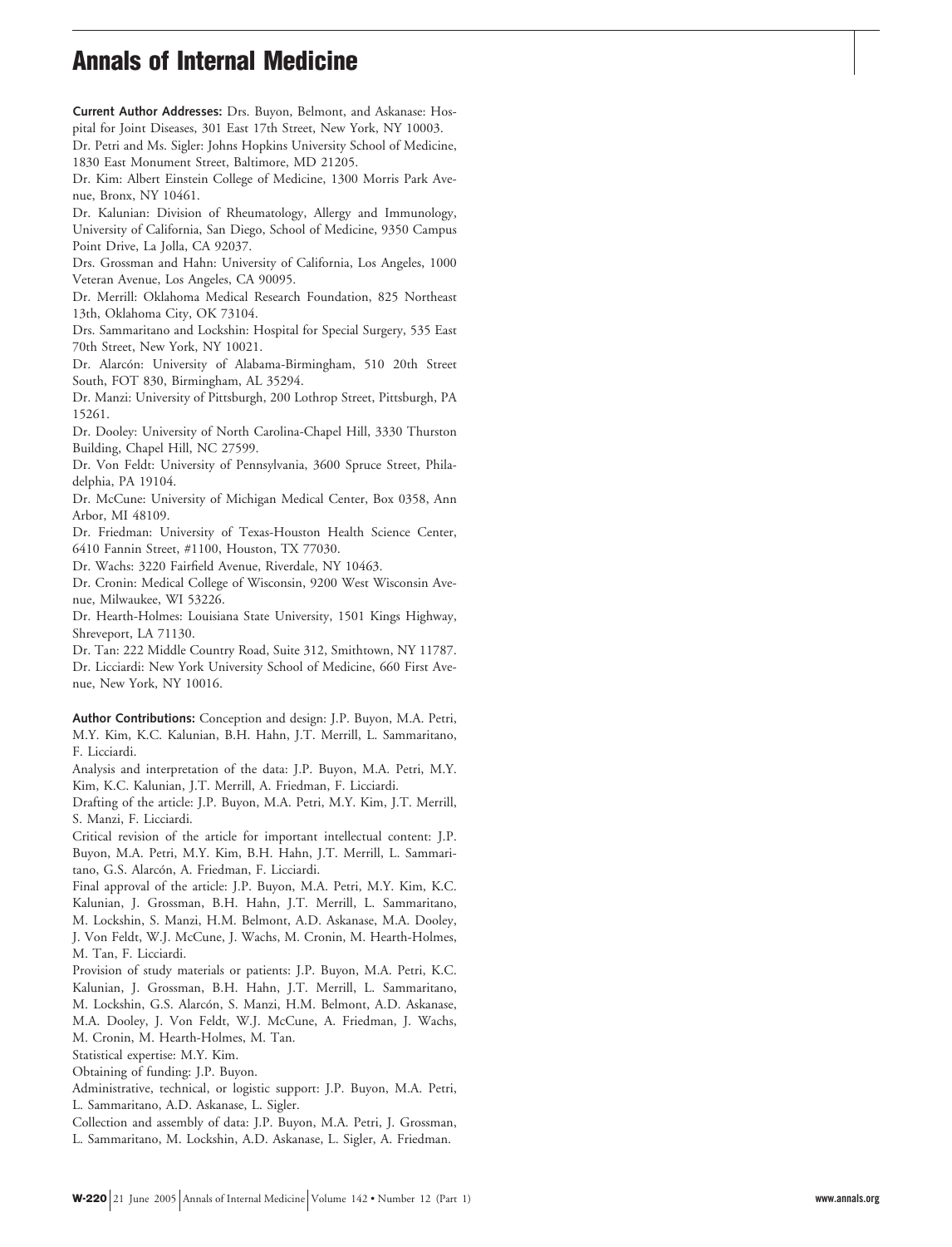**Current Author Addresses:** Drs. Buyon, Belmont, and Askanase: Hospital for Joint Diseases, 301 East 17th Street, New York, NY 10003.

Dr. Petri and Ms. Sigler: Johns Hopkins University School of Medicine, 1830 East Monument Street, Baltimore, MD 21205.

Dr. Kim: Albert Einstein College of Medicine, 1300 Morris Park Avenue, Bronx, NY 10461.

Dr. Kalunian: Division of Rheumatology, Allergy and Immunology, University of California, San Diego, School of Medicine, 9350 Campus Point Drive, La Jolla, CA 92037.

Drs. Grossman and Hahn: University of California, Los Angeles, 1000 Veteran Avenue, Los Angeles, CA 90095.

Dr. Merrill: Oklahoma Medical Research Foundation, 825 Northeast 13th, Oklahoma City, OK 73104.

Drs. Sammaritano and Lockshin: Hospital for Special Surgery, 535 East 70th Street, New York, NY 10021.

Dr. Alarcón: University of Alabama-Birmingham, 510 20th Street South, FOT 830, Birmingham, AL 35294.

Dr. Manzi: University of Pittsburgh, 200 Lothrop Street, Pittsburgh, PA 15261.

Dr. Dooley: University of North Carolina-Chapel Hill, 3330 Thurston Building, Chapel Hill, NC 27599.

Dr. Von Feldt: University of Pennsylvania, 3600 Spruce Street, Philadelphia, PA 19104.

Dr. McCune: University of Michigan Medical Center, Box 0358, Ann Arbor, MI 48109.

Dr. Friedman: University of Texas-Houston Health Science Center, 6410 Fannin Street, #1100, Houston, TX 77030.

Dr. Wachs: 3220 Fairfield Avenue, Riverdale, NY 10463.

Dr. Cronin: Medical College of Wisconsin, 9200 West Wisconsin Avenue, Milwaukee, WI 53226.

Dr. Hearth-Holmes: Louisiana State University, 1501 Kings Highway, Shreveport, LA 71130.

Dr. Tan: 222 Middle Country Road, Suite 312, Smithtown, NY 11787.

Dr. Licciardi: New York University School of Medicine, 660 First Avenue, New York, NY 10016.

**Author Contributions:** Conception and design: J.P. Buyon, M.A. Petri, M.Y. Kim, K.C. Kalunian, B.H. Hahn, J.T. Merrill, L. Sammaritano, F. Licciardi.

Analysis and interpretation of the data: J.P. Buyon, M.A. Petri, M.Y. Kim, K.C. Kalunian, J.T. Merrill, A. Friedman, F. Licciardi.

Drafting of the article: J.P. Buyon, M.A. Petri, M.Y. Kim, J.T. Merrill, S. Manzi, F. Licciardi.

Critical revision of the article for important intellectual content: J.P. Buyon, M.A. Petri, M.Y. Kim, B.H. Hahn, J.T. Merrill, L. Sammaritano, G.S. Alarcón, A. Friedman, F. Licciardi.

Final approval of the article: J.P. Buyon, M.A. Petri, M.Y. Kim, K.C. Kalunian, J. Grossman, B.H. Hahn, J.T. Merrill, L. Sammaritano, M. Lockshin, S. Manzi, H.M. Belmont, A.D. Askanase, M.A. Dooley, J. Von Feldt, W.J. McCune, J. Wachs, M. Cronin, M. Hearth-Holmes, M. Tan, F. Licciardi.

Provision of study materials or patients: J.P. Buyon, M.A. Petri, K.C. Kalunian, J. Grossman, B.H. Hahn, J.T. Merrill, L. Sammaritano, M. Lockshin, G.S. Alarcón, S. Manzi, H.M. Belmont, A.D. Askanase, M.A. Dooley, J. Von Feldt, W.J. McCune, A. Friedman, J. Wachs, M. Cronin, M. Hearth-Holmes, M. Tan.

Statistical expertise: M.Y. Kim.

Obtaining of funding: J.P. Buyon.

Administrative, technical, or logistic support: J.P. Buyon, M.A. Petri, L. Sammaritano, A.D. Askanase, L. Sigler.

Collection and assembly of data: J.P. Buyon, M.A. Petri, J. Grossman, L. Sammaritano, M. Lockshin, A.D. Askanase, L. Sigler, A. Friedman.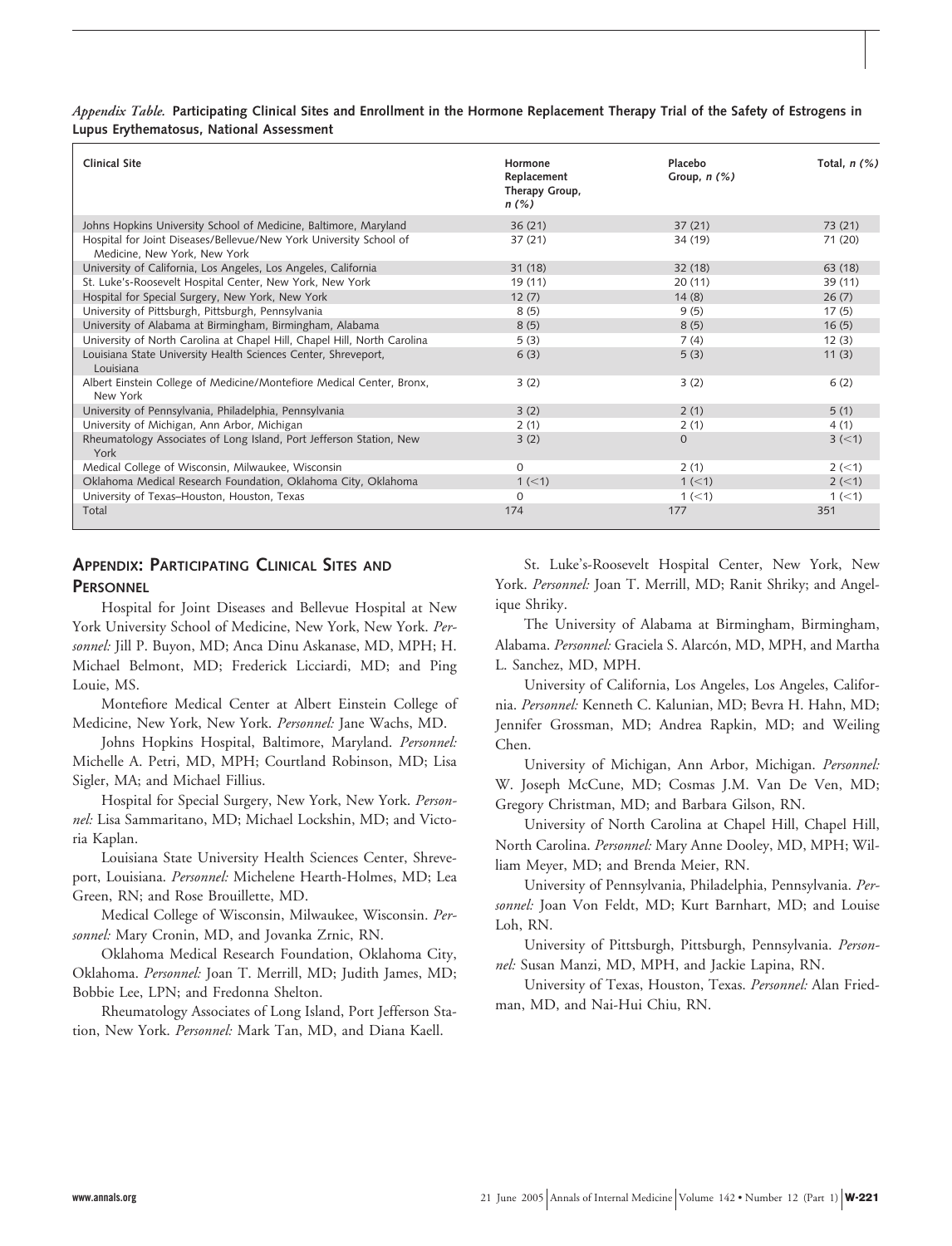*Appendix Table.* **Participating Clinical Sites and Enrollment in the Hormone Replacement Therapy Trial of the Safety of Estrogens in Lupus Erythematosus, National Assessment**

| Clinical Site | Hormone Replacement Therapy Group, *n* (%) | Placebo Group, *n* (%) | Total, *n* (%) |
|---|---|---|---|
| Johns Hopkins University School of Medicine, Baltimore, Maryland | 36 (21) | 37 (21) | 73 (21) |
| Hospital for Joint Diseases/Bellevue/New York University School of Medicine, New York, New York | 37 (21) | 34 (19) | 71 (20) |
| University of California, Los Angeles, Los Angeles, California | 31 (18) | 32 (18) | 63 (18) |
| St. Luke's-Roosevelt Hospital Center, New York, New York | 19 (11) | 20 (11) | 39 (11) |
| Hospital for Special Surgery, New York, New York | 12 (7) | 14 (8) | 26 (7) |
| University of Pittsburgh, Pittsburgh, Pennsylvania | 8 (5) | 9 (5) | 17 (5) |
| University of Alabama at Birmingham, Birmingham, Alabama | 8 (5) | 8 (5) | 16 (5) |
| University of North Carolina at Chapel Hill, Chapel Hill, North Carolina | 5 (3) | 7 (4) | 12 (3) |
| Louisiana State University Health Sciences Center, Shreveport, Louisiana | 6 (3) | 5 (3) | 11 (3) |
| Albert Einstein College of Medicine/Montefiore Medical Center, Bronx, New York | 3 (2) | 3 (2) | 6 (2) |
| University of Pennsylvania, Philadelphia, Pennsylvania | 3 (2) | 2 (1) | 5 (1) |
| University of Michigan, Ann Arbor, Michigan | 2 (1) | 2 (1) | 4 (1) |
| Rheumatology Associates of Long Island, Port Jefferson Station, New York | 3 (2) | 0 | 3 (<1) |
| Medical College of Wisconsin, Milwaukee, Wisconsin | 0 | 2 (1) | 2 (<1) |
| Oklahoma Medical Research Foundation, Oklahoma City, Oklahoma | 1 (<1) | 1 (<1) | 2 (<1) |
| University of Texas–Houston, Houston, Texas | 0 | 1 (<1) | 1 (<1) |
| Total | 174 | 177 | 351 |

## Appendix: Participating Clinical Sites and Personnel

Hospital for Joint Diseases and Bellevue Hospital at New York University School of Medicine, New York, New York. *Personnel:* Jill P. Buyon, MD; Anca Dinu Askanase, MD, MPH; H. Michael Belmont, MD; Frederick Licciardi, MD; and Ping Louie, MS.

Montefiore Medical Center at Albert Einstein College of Medicine, New York, New York. *Personnel:* Jane Wachs, MD.

Johns Hopkins Hospital, Baltimore, Maryland. *Personnel:* Michelle A. Petri, MD, MPH; Courtland Robinson, MD; Lisa Sigler, MA; and Michael Fillius.

Hospital for Special Surgery, New York, New York. *Personnel:* Lisa Sammaritano, MD; Michael Lockshin, MD; and Victoria Kaplan.

Louisiana State University Health Sciences Center, Shreveport, Louisiana. *Personnel:* Michelene Hearth-Holmes, MD; Lea Green, RN; and Rose Brouillette, MD.

Medical College of Wisconsin, Milwaukee, Wisconsin. *Personnel:* Mary Cronin, MD, and Jovanka Zrnic, RN.

Oklahoma Medical Research Foundation, Oklahoma City, Oklahoma. *Personnel:* Joan T. Merrill, MD; Judith James, MD; Bobbie Lee, LPN; and Fredonna Shelton.

Rheumatology Associates of Long Island, Port Jefferson Station, New York. *Personnel:* Mark Tan, MD, and Diana Kaell.

St. Luke's-Roosevelt Hospital Center, New York, New York. *Personnel:* Joan T. Merrill, MD; Ranit Shriky; and Angelique Shriky.

The University of Alabama at Birmingham, Birmingham, Alabama. *Personnel:* Graciela S. Alarcón, MD, MPH, and Martha L. Sanchez, MD, MPH.

University of California, Los Angeles, Los Angeles, California. *Personnel:* Kenneth C. Kalunian, MD; Bevra H. Hahn, MD; Jennifer Grossman, MD; Andrea Rapkin, MD; and Weiling Chen.

University of Michigan, Ann Arbor, Michigan. *Personnel:* W. Joseph McCune, MD; Cosmas J.M. Van De Ven, MD; Gregory Christman, MD; and Barbara Gilson, RN.

University of North Carolina at Chapel Hill, Chapel Hill, North Carolina. *Personnel:* Mary Anne Dooley, MD, MPH; William Meyer, MD; and Brenda Meier, RN.

University of Pennsylvania, Philadelphia, Pennsylvania. *Personnel:* Joan Von Feldt, MD; Kurt Barnhart, MD; and Louise Loh, RN.

University of Pittsburgh, Pittsburgh, Pennsylvania. *Personnel:* Susan Manzi, MD, MPH, and Jackie Lapina, RN.

University of Texas, Houston, Texas. *Personnel:* Alan Friedman, MD, and Nai-Hui Chiu, RN.